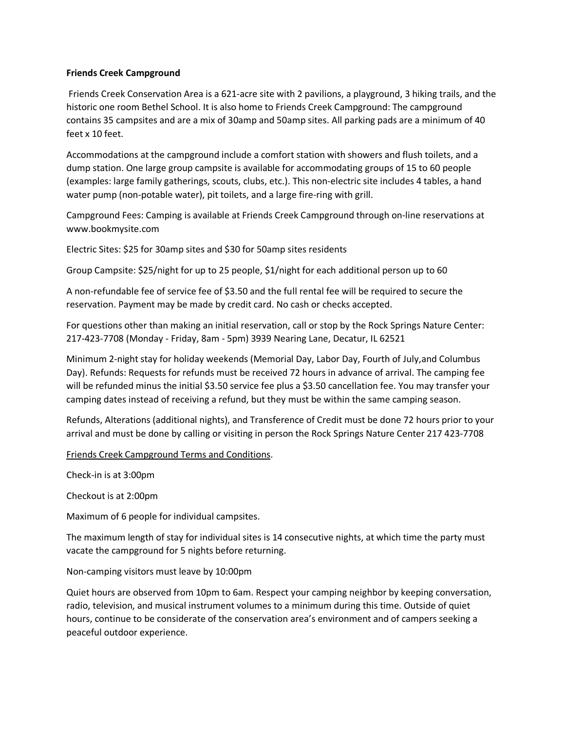**Friends Creek Campground**

Friends Creek Conservation Area is a 621-acre site with 2 pavilions, a playground, 3 hiking trails, and the historic one room Bethel School. It is also home to Friends Creek Campground: The campground contains 35 campsites and are a mix of 30amp and 50amp sites. All parking pads are a minimum of 40 feet x 10 feet.

Accommodations at the campground include a comfort station with showers and flush toilets, and a dump station. One large group campsite is available for accommodating groups of 15 to 60 people (examples: large family gatherings, scouts, clubs, etc.). This non-electric site includes 4 tables, a hand water pump (non-potable water), pit toilets, and a large fire-ring with grill.

Campground Fees: Camping is available at Friends Creek Campground through on-line reservations at www.bookmysite.com

Electric Sites: $25 for 30amp sites and $30 for 50amp sites residents

Group Campsite: $25/night for up to 25 people, $1/night for each additional person up to 60

A non-refundable fee of service fee of $3.50 and the full rental fee will be required to secure the reservation. Payment may be made by credit card. No cash or checks accepted.

For questions other than making an initial reservation, call or stop by the Rock Springs Nature Center: 217-423-7708 (Monday - Friday, 8am - 5pm) 3939 Nearing Lane, Decatur, IL 62521

Minimum 2-night stay for holiday weekends (Memorial Day, Labor Day, Fourth of July,and Columbus Day). Refunds: Requests for refunds must be received 72 hours in advance of arrival. The camping fee will be refunded minus the initial $3.50 service fee plus a $3.50 cancellation fee. You may transfer your camping dates instead of receiving a refund, but they must be within the same camping season.

Refunds, Alterations (additional nights), and Transference of Credit must be done 72 hours prior to your arrival and must be done by calling or visiting in person the Rock Springs Nature Center 217 423-7708

<u>Friends Creek Campground Terms and Conditions</u>.

Check-in is at 3:00pm

Checkout is at 2:00pm

Maximum of 6 people for individual campsites.

The maximum length of stay for individual sites is 14 consecutive nights, at which time the party must vacate the campground for 5 nights before returning.

Non-camping visitors must leave by 10:00pm

Quiet hours are observed from 10pm to 6am. Respect your camping neighbor by keeping conversation, radio, television, and musical instrument volumes to a minimum during this time. Outside of quiet hours, continue to be considerate of the conservation area's environment and of campers seeking a peaceful outdoor experience.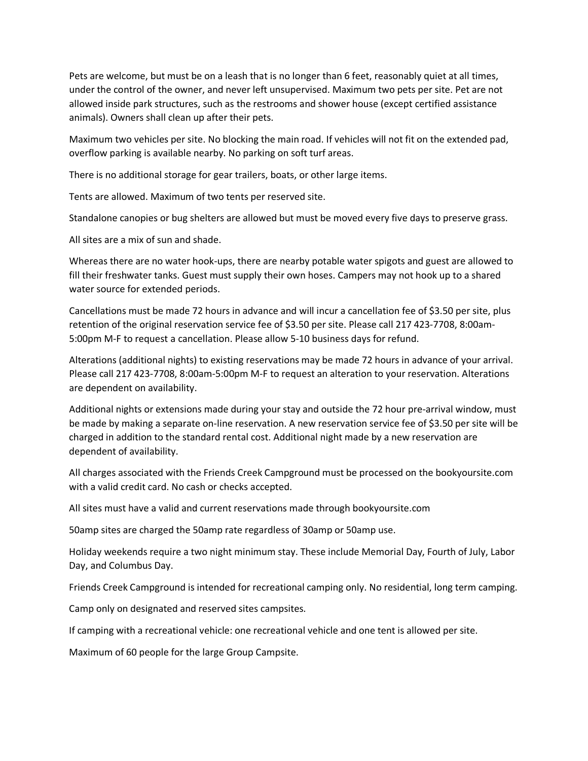Pets are welcome, but must be on a leash that is no longer than 6 feet, reasonably quiet at all times, under the control of the owner, and never left unsupervised. Maximum two pets per site. Pet are not allowed inside park structures, such as the restrooms and shower house (except certified assistance animals). Owners shall clean up after their pets.

Maximum two vehicles per site. No blocking the main road. If vehicles will not fit on the extended pad, overflow parking is available nearby. No parking on soft turf areas.

There is no additional storage for gear trailers, boats, or other large items.

Tents are allowed. Maximum of two tents per reserved site.

Standalone canopies or bug shelters are allowed but must be moved every five days to preserve grass.

All sites are a mix of sun and shade.

Whereas there are no water hook-ups, there are nearby potable water spigots and guest are allowed to fill their freshwater tanks. Guest must supply their own hoses. Campers may not hook up to a shared water source for extended periods.

Cancellations must be made 72 hours in advance and will incur a cancellation fee of $3.50 per site, plus retention of the original reservation service fee of $3.50 per site. Please call 217 423-7708, 8:00am-5:00pm M-F to request a cancellation. Please allow 5-10 business days for refund.

Alterations (additional nights) to existing reservations may be made 72 hours in advance of your arrival. Please call 217 423-7708, 8:00am-5:00pm M-F to request an alteration to your reservation. Alterations are dependent on availability.

Additional nights or extensions made during your stay and outside the 72 hour pre-arrival window, must be made by making a separate on-line reservation. A new reservation service fee of $3.50 per site will be charged in addition to the standard rental cost. Additional night made by a new reservation are dependent of availability.

All charges associated with the Friends Creek Campground must be processed on the bookyoursite.com with a valid credit card. No cash or checks accepted.

All sites must have a valid and current reservations made through bookyoursite.com

50amp sites are charged the 50amp rate regardless of 30amp or 50amp use.

Holiday weekends require a two night minimum stay. These include Memorial Day, Fourth of July, Labor Day, and Columbus Day.

Friends Creek Campground is intended for recreational camping only. No residential, long term camping.

Camp only on designated and reserved sites campsites.

If camping with a recreational vehicle: one recreational vehicle and one tent is allowed per site.

Maximum of 60 people for the large Group Campsite.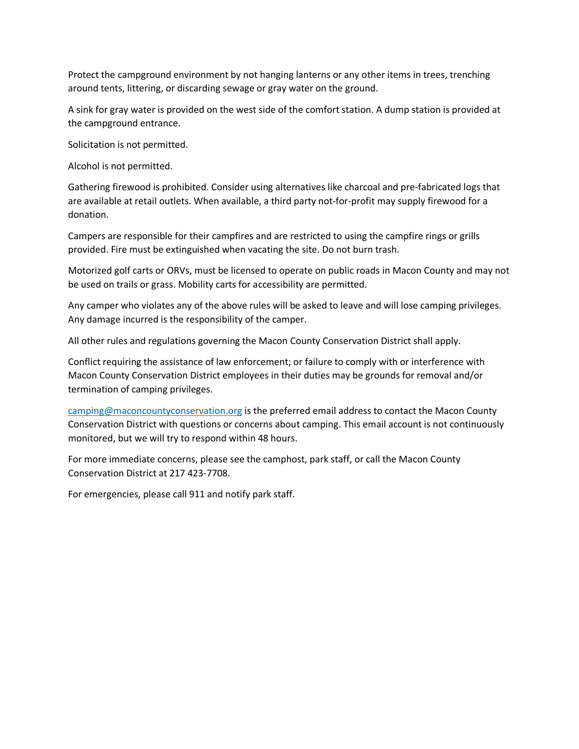Protect the campground environment by not hanging lanterns or any other items in trees, trenching around tents, littering, or discarding sewage or gray water on the ground.

A sink for gray water is provided on the west side of the comfort station. A dump station is provided at the campground entrance.

Solicitation is not permitted.

Alcohol is not permitted.

Gathering firewood is prohibited. Consider using alternatives like charcoal and pre-fabricated logs that are available at retail outlets. When available, a third party not-for-profit may supply firewood for a donation.

Campers are responsible for their campfires and are restricted to using the campfire rings or grills provided. Fire must be extinguished when vacating the site. Do not burn trash.

Motorized golf carts or ORVs, must be licensed to operate on public roads in Macon County and may not be used on trails or grass. Mobility carts for accessibility are permitted.

Any camper who violates any of the above rules will be asked to leave and will lose camping privileges. Any damage incurred is the responsibility of the camper.

All other rules and regulations governing the Macon County Conservation District shall apply.

Conflict requiring the assistance of law enforcement; or failure to comply with or interference with Macon County Conservation District employees in their duties may be grounds for removal and/or termination of camping privileges.

camping@maconcountyconservation.org is the preferred email address to contact the Macon County Conservation District with questions or concerns about camping. This email account is not continuously monitored, but we will try to respond within 48 hours.

For more immediate concerns, please see the camphost, park staff, or call the Macon County Conservation District at 217 423-7708.

For emergencies, please call 911 and notify park staff.